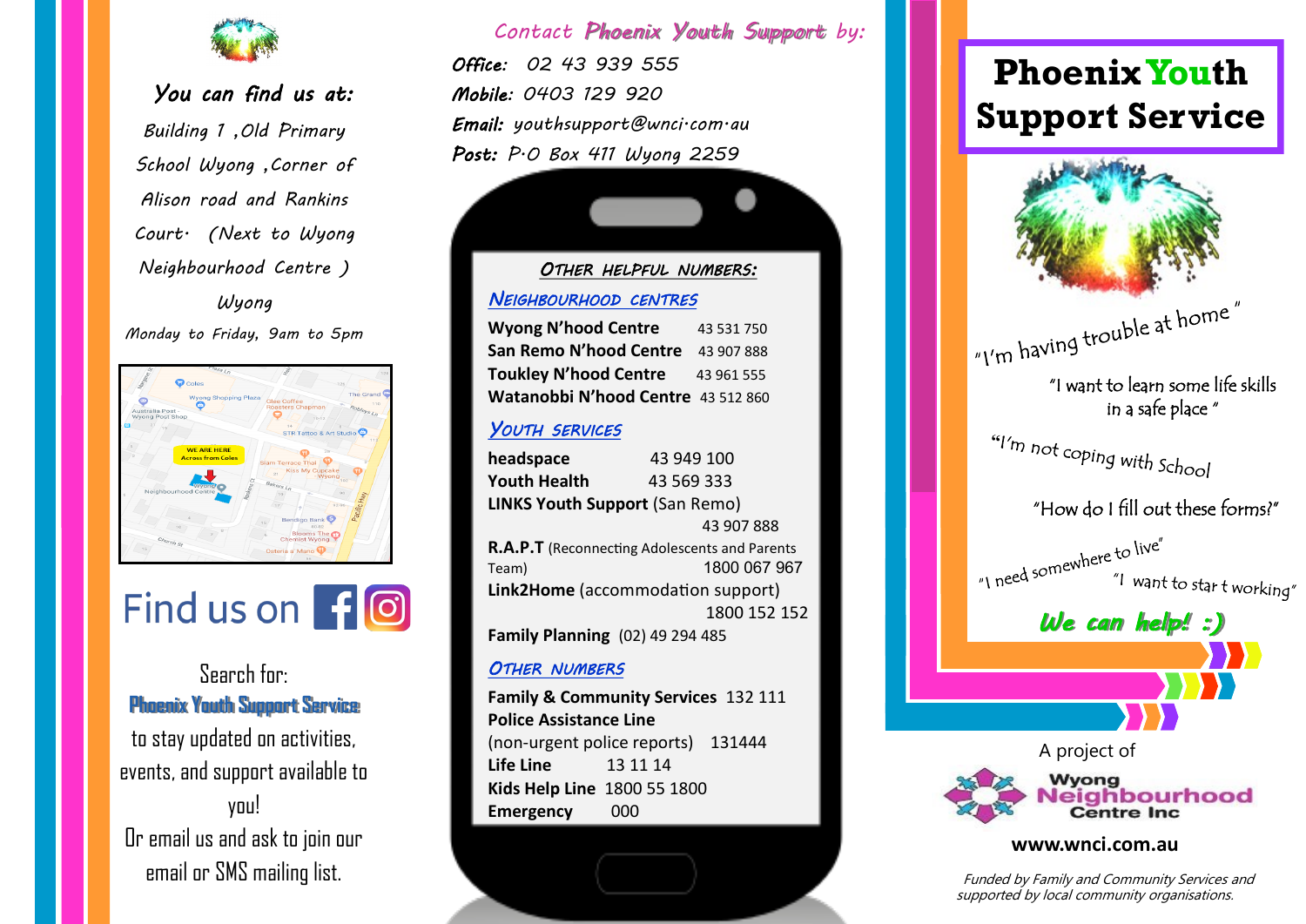## You can find us at:

Building 1 ,Old Primary School Wyong ,Corner of Alison road and Rankins Court. (Next to Wyong Neighbourhood Centre ) Wyong

Monday to Friday, 9am to 5pm

# Find us on

Search for:

**Phoenix Youth Support Service**

to stay updated on activities, events, and support available to you!

Or email us and ask to join our email or SMS mailing list.

## Contact Phoenix Youth Support by:

**Office:** 02 43 939 555

**Mobile:** 0403 129 920

**Email:** youthsupport@wnci.com.au

**Post:** P.O Box 411 Wyong 2259

### OTHER HELPFUL NUMBERS:

#### NEIGHBOURHOOD CENTRES

**Wyong N'hood Centre** 43 531 750

**San Remo N'hood Centre** 43 907 888

**Toukley N'hood Centre** 43 961 555

**Watanobbi N'hood Centre** 43 512 860

#### YOUTH SERVICES

**headspace** 43 949 100

**Youth Health** 43 569 333

**LINKS Youth Support** (San Remo) 43 907 888

**R.A.P.T** (Reconnecting Adolescents and Parents Team) 1800 067 967

**Link2Home** (accommodation support) 1800 152 152

**Family Planning** (02) 49 294 485

#### OTHER NUMBERS

**Family & Community Services** 132 111

**Police Assistance Line** (non-urgent police reports) 131444

**Life Line** 13 11 14

**Kids Help Line** 1800 55 1800

**Emergency** 000

# Phoenix Youth Support Service

"I'm having trouble at home"

"I want to learn some life skills in a safe place"

"I'm not coping with School

"How do I fill out these forms?"

"I need somewhere to live"

"I want to start working"

**We can help! :)**

A project of

Wyong Neighbourhood Centre Inc

**www.wnci.com.au**

*Funded by Family and Community Services and supported by local community organisations.*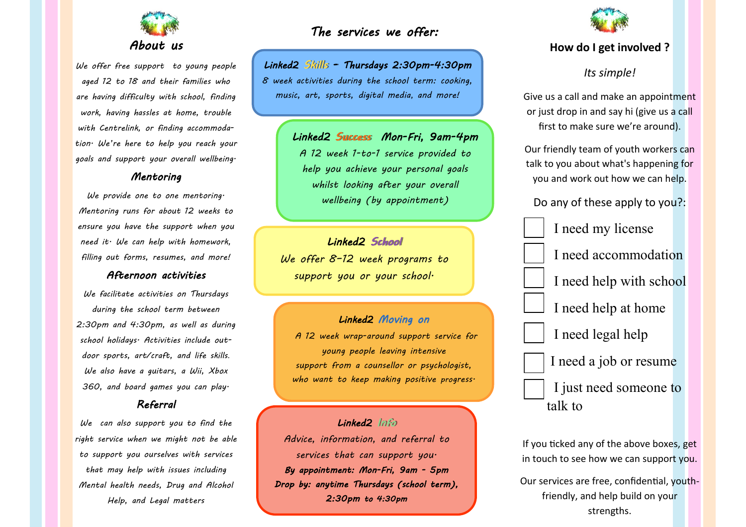## About us

We offer free support to young people aged 12 to 18 and their families who are having difficulty with school, finding work, having hassles at home, trouble with Centrelink, or finding accommodation. We're here to help you reach your goals and support your overall wellbeing.

### Mentoring

We provide one to one mentoring. Mentoring runs for about 12 weeks to ensure you have the support when you need it. We can help with homework, filling out forms, resumes, and more!

### Afternoon activities

We facilitate activities on Thursdays during the school term between 2:30pm and 4:30pm, as well as during school holidays. Activities include outdoor sports, art/craft, and life skills. We also have a guitars, a Wii, Xbox 360, and board games you can play.

### Referral

We can also support you to find the right service when we might not be able to support you ourselves with services that may help with issues including Mental health needs, Drug and Alcohol Help, and Legal matters

## The services we offer:

**Linked2 Skills - Thursdays 2:30pm-4:30pm**

8 week activities during the school term: cooking, music, art, sports, digital media, and more!

**Linked2 Success Mon-Fri, 9am-4pm**

A 12 week 1-to-1 service provided to help you achieve your personal goals whilst looking after your overall wellbeing (by appointment)

**Linked2 School**

We offer 8-12 week programs to support you or your school.

**Linked2 Moving on**

A 12 week wrap-around support service for young people leaving intensive support from a counsellor or psychologist, who want to keep making positive progress.

**Linked2 Info**

Advice, information, and referral to services that can support you.

**By appointment: Mon-Fri, 9am - 5pm**

**Drop by: anytime Thursdays (school term), 2:30pm to 4:30pm**

## How do I get involved ?

*Its simple!*

Give us a call and make an appointment or just drop in and say hi (give us a call first to make sure we're around).

Our friendly team of youth workers can talk to you about what's happening for you and work out how we can help.

Do any of these apply to you?:

- ☐ I need my license
- ☐ I need accommodation
- ☐ I need help with school
- ☐ I need help at home
- ☐ I need legal help
- ☐ I need a job or resume
- ☐ I just need someone to talk to

If you ticked any of the above boxes, get in touch to see how we can support you.

Our services are free, confidential, youth-friendly, and help build on your strengths.